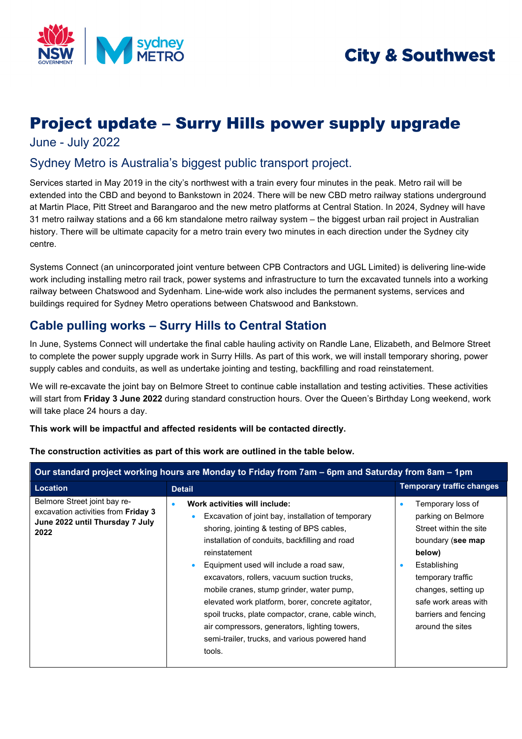City & Southwest

# Project update – Surry Hills power supply upgrade

June - July 2022

## Sydney Metro is Australia's biggest public transport project.

Services started in May 2019 in the city's northwest with a train every four minutes in the peak. Metro rail will be extended into the CBD and beyond to Bankstown in 2024. There will be new CBD metro railway stations underground at Martin Place, Pitt Street and Barangaroo and the new metro platforms at Central Station. In 2024, Sydney will have 31 metro railway stations and a 66 km standalone metro railway system – the biggest urban rail project in Australian history. There will be ultimate capacity for a metro train every two minutes in each direction under the Sydney city centre.

Systems Connect (an unincorporated joint venture between CPB Contractors and UGL Limited) is delivering line-wide work including installing metro rail track, power systems and infrastructure to turn the excavated tunnels into a working railway between Chatswood and Sydenham. Line-wide work also includes the permanent systems, services and buildings required for Sydney Metro operations between Chatswood and Bankstown.

## Cable pulling works – Surry Hills to Central Station

In June, Systems Connect will undertake the final cable hauling activity on Randle Lane, Elizabeth, and Belmore Street to complete the power supply upgrade work in Surry Hills. As part of this work, we will install temporary shoring, power supply cables and conduits, as well as undertake jointing and testing, backfilling and road reinstatement.

We will re-excavate the joint bay on Belmore Street to continue cable installation and testing activities. These activities will start from **Friday 3 June 2022** during standard construction hours. Over the Queen's Birthday Long weekend, work will take place 24 hours a day.

**This work will be impactful and affected residents will be contacted directly.**

**The construction activities as part of this work are outlined in the table below.**

| **Our standard project working hours are Monday to Friday from 7am – 6pm and Saturday from 8am – 1pm** | | |
|---|---|---|
| **Location** | **Detail** | **Temporary traffic changes** |
| Belmore Street joint bay re-excavation activities from **Friday 3 June 2022 until Thursday 7 July 2022** | • **Work activities will include:**<br>  ◦ Excavation of joint bay, installation of temporary shoring, jointing & testing of BPS cables, installation of conduits, backfilling and road reinstatement<br>  ◦ Equipment used will include a road saw, excavators, rollers, vacuum suction trucks, mobile cranes, stump grinder, water pump, elevated work platform, borer, concrete agitator, spoil trucks, plate compactor, crane, cable winch, air compressors, generators, lighting towers, semi-trailer, trucks, and various powered hand tools. | • Temporary loss of parking on Belmore Street within the site boundary (**see map below)**<br>• Establishing temporary traffic changes, setting up safe work areas with barriers and fencing around the sites |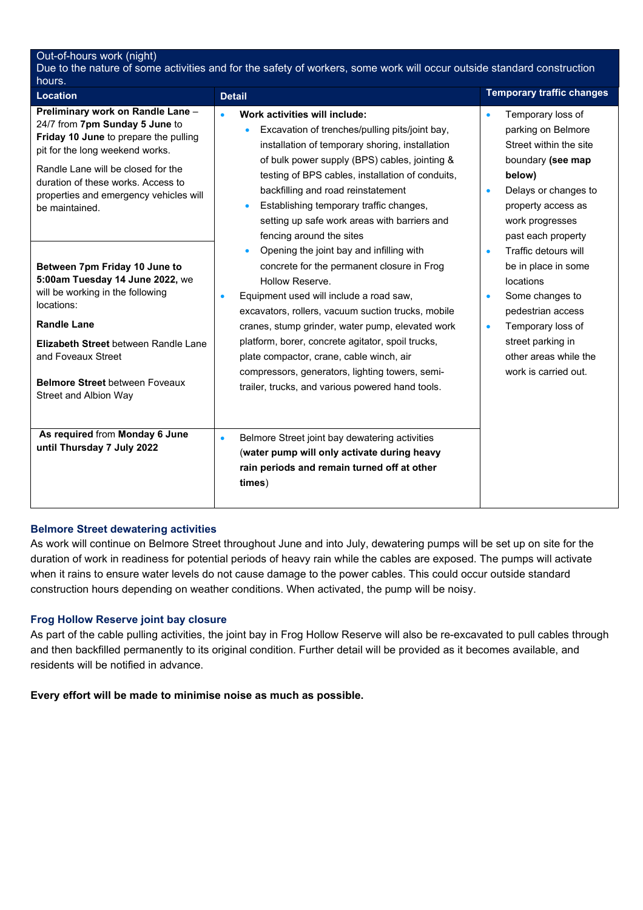**Out-of-hours work (night)**
Due to the nature of some activities and for the safety of workers, some work will occur outside standard construction hours.

| Location | Detail | Temporary traffic changes |
|---|---|---|
| **Preliminary work on Randle Lane** – 24/7 from **7pm Sunday 5 June** to **Friday 10 June** to prepare the pulling pit for the long weekend works.<br><br>Randle Lane will be closed for the duration of these works. Access to properties and emergency vehicles will be maintained. | • **Work activities will include:**<br>  ◦ Excavation of trenches/pulling pits/joint bay, installation of temporary shoring, installation of bulk power supply (BPS) cables, jointing & testing of BPS cables, installation of conduits, backfilling and road reinstatement<br>  ◦ Establishing temporary traffic changes, setting up safe work areas with barriers and fencing around the sites<br>  ◦ Opening the joint bay and infilling with concrete for the permanent closure in Frog Hollow Reserve.<br>• Equipment used will include a road saw, excavators, rollers, vacuum suction trucks, mobile cranes, stump grinder, water pump, elevated work platform, borer, concrete agitator, spoil trucks, plate compactor, crane, cable winch, air compressors, generators, lighting towers, semi-trailer, trucks, and various powered hand tools. | • Temporary loss of parking on Belmore Street within the site boundary **(see map below)**<br>• Delays or changes to property access as work progresses past each property<br>• Traffic detours will be in place in some locations<br>• Some changes to pedestrian access<br>• Temporary loss of street parking in other areas while the work is carried out. |
| **Between 7pm Friday 10 June to 5:00am Tuesday 14 June 2022,** we will be working in the following locations:<br><br>**Randle Lane**<br><br>**Elizabeth Street** between Randle Lane and Foveaux Street<br><br>**Belmore Street** between Foveaux Street and Albion Way | | |
| **As required** from **Monday 6 June until Thursday 7 July 2022** | • Belmore Street joint bay dewatering activities (**water pump will only activate during heavy rain periods and remain turned off at other times**) | |

### Belmore Street dewatering activities

As work will continue on Belmore Street throughout June and into July, dewatering pumps will be set up on site for the duration of work in readiness for potential periods of heavy rain while the cables are exposed. The pumps will activate when it rains to ensure water levels do not cause damage to the power cables. This could occur outside standard construction hours depending on weather conditions. When activated, the pump will be noisy.

### Frog Hollow Reserve joint bay closure

As part of the cable pulling activities, the joint bay in Frog Hollow Reserve will also be re-excavated to pull cables through and then backfilled permanently to its original condition. Further detail will be provided as it becomes available, and residents will be notified in advance.

**Every effort will be made to minimise noise as much as possible.**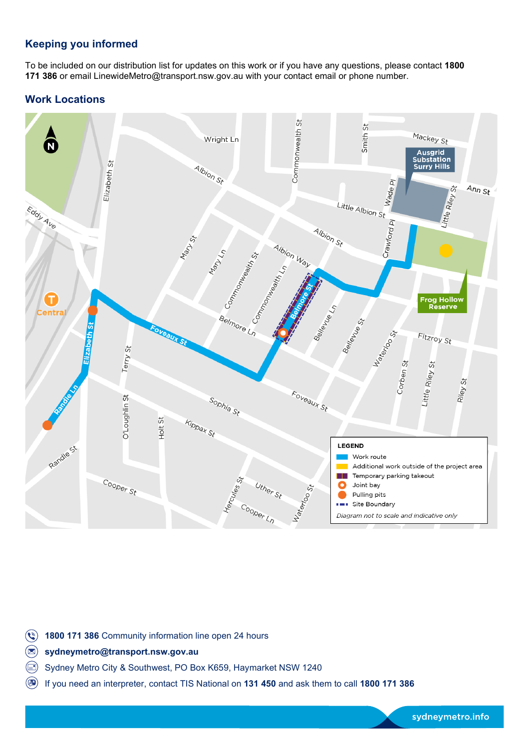## Keeping you informed

To be included on our distribution list for updates on this work or if you have any questions, please contact **1800 171 386** or email LinewideMetro@transport.nsw.gov.au with your contact email or phone number.

## Work Locations

N

Wright Ln
Albion St
Commonwealth St
Smith St
Mackey St
Ausgrid Substation Surry Hills
Ann St
Elizabeth St
Eddy Ave
Little Albion St
Wade Pl
Little Riley St
Albion St
Crawford Pl
Mary St
Mary Ln
Albion Way
Commonwealth St
Commonwealth Ln
Belmore St
Frog Hollow Reserve
Central
Belmore Ln
Bellevue Ln
Bellevue St
Foveaux St
Waterloo St
Fitzroy St
Elizabeth St
Terry St
Corben St
Little Riley St
Riley St
Randle Ln
O'Loughlin St
Sophia St
Foveaux St
Holt St
Kippax St
Randle St
Cooper St
Hercules St
Uther St
Cooper Ln
Waterloo St

LEGEND
Work route
Additional work outside of the project area
Temporary parking takeout
Joint bay
Pulling pits
Site Boundary
*Diagram not to scale and indicative only*

**1800 171 386** Community information line open 24 hours

**sydneymetro@transport.nsw.gov.au**

Sydney Metro City & Southwest, PO Box K659, Haymarket NSW 1240

If you need an interpreter, contact TIS National on **131 450** and ask them to call **1800 171 386**

sydneymetro.info